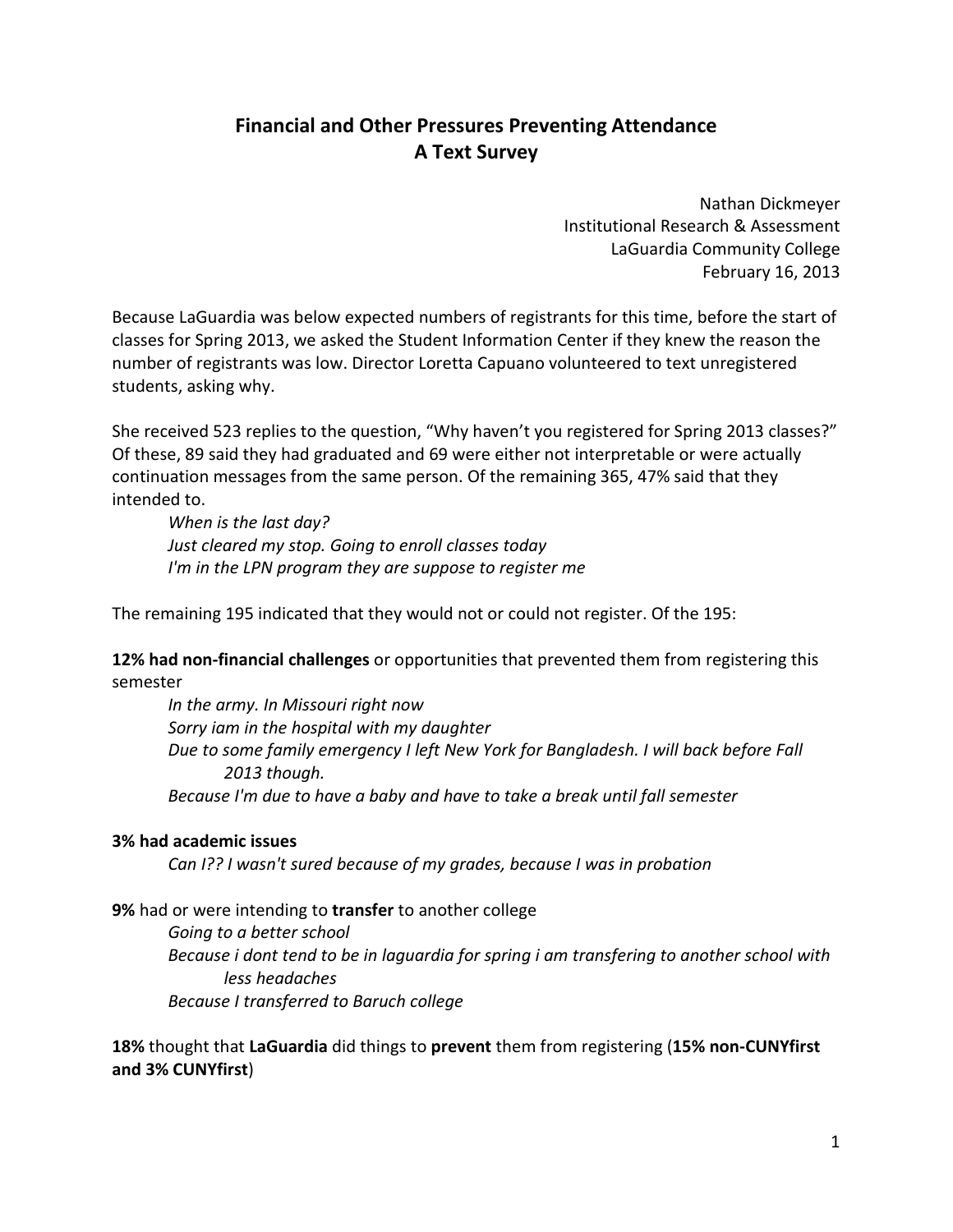# Financial and Other Pressures Preventing Attendance
# A Text Survey

Nathan Dickmeyer
Institutional Research & Assessment
LaGuardia Community College
February 16, 2013

Because LaGuardia was below expected numbers of registrants for this time, before the start of classes for Spring 2013, we asked the Student Information Center if they knew the reason the number of registrants was low. Director Loretta Capuano volunteered to text unregistered students, asking why.

She received 523 replies to the question, "Why haven't you registered for Spring 2013 classes?" Of these, 89 said they had graduated and 69 were either not interpretable or were actually continuation messages from the same person. Of the remaining 365, 47% said that they intended to.

> *When is the last day?*
> *Just cleared my stop. Going to enroll classes today*
> *I'm in the LPN program they are suppose to register me*

The remaining 195 indicated that they would not or could not register. Of the 195:

**12% had non-financial challenges** or opportunities that prevented them from registering this semester

> *In the army. In Missouri right now*
> *Sorry iam in the hospital with my daughter*
> *Due to some family emergency I left New York for Bangladesh. I will back before Fall 2013 though.*
> *Because I'm due to have a baby and have to take a break until fall semester*

**3% had academic issues**

> *Can I?? I wasn't sured because of my grades, because I was in probation*

**9%** had or were intending to **transfer** to another college

> *Going to a better school*
> *Because i dont tend to be in laguardia for spring i am transfering to another school with less headaches*
> *Because I transferred to Baruch college*

**18%** thought that **LaGuardia** did things to **prevent** them from registering (**15% non-CUNYfirst and 3% CUNYfirst**)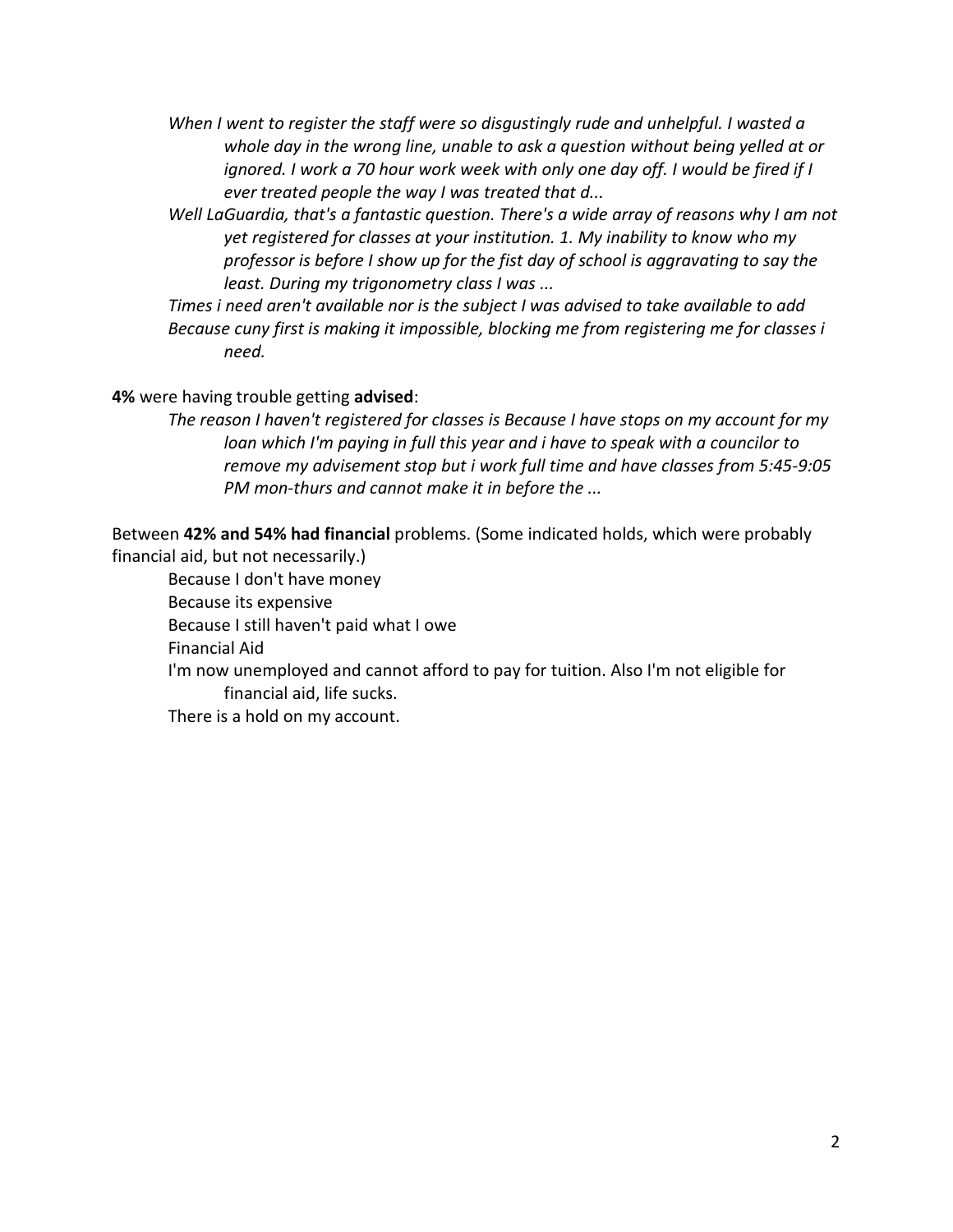*When I went to register the staff were so disgustingly rude and unhelpful. I wasted a whole day in the wrong line, unable to ask a question without being yelled at or ignored. I work a 70 hour work week with only one day off. I would be fired if I ever treated people the way I was treated that d...*

*Well LaGuardia, that's a fantastic question. There's a wide array of reasons why I am not yet registered for classes at your institution. 1. My inability to know who my professor is before I show up for the fist day of school is aggravating to say the least. During my trigonometry class I was ...*

*Times i need aren't available nor is the subject I was advised to take available to add*

*Because cuny first is making it impossible, blocking me from registering me for classes i need.*

**4%** were having trouble getting **advised**:

> *The reason I haven't registered for classes is Because I have stops on my account for my loan which I'm paying in full this year and i have to speak with a councilor to remove my advisement stop but i work full time and have classes from 5:45-9:05 PM mon-thurs and cannot make it in before the ...*

Between **42% and 54% had financial** problems. (Some indicated holds, which were probably financial aid, but not necessarily.)

> Because I don't have money
>
> Because its expensive
>
> Because I still haven't paid what I owe
>
> Financial Aid
>
> I'm now unemployed and cannot afford to pay for tuition. Also I'm not eligible for financial aid, life sucks.
>
> There is a hold on my account.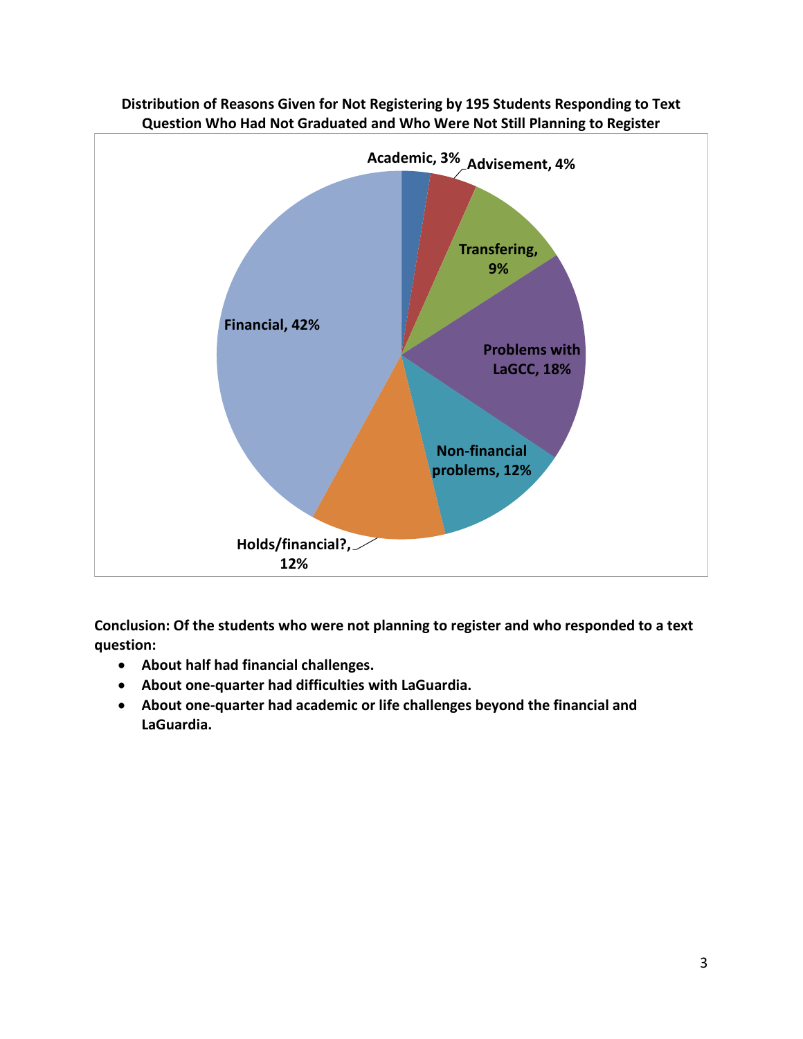**Distribution of Reasons Given for Not Registering by 195 Students Responding to Text Question Who Had Not Graduated and Who Were Not Still Planning to Register**

Academic, 3%

Advisement, 4%

Transfering, 9%

Problems with LaGCC, 18%

Non-financial problems, 12%

Holds/financial?, 12%

Financial, 42%

**Conclusion: Of the students who were not planning to register and who responded to a text question:**

- **About half had financial challenges.**
- **About one-quarter had difficulties with LaGuardia.**
- **About one-quarter had academic or life challenges beyond the financial and LaGuardia.**